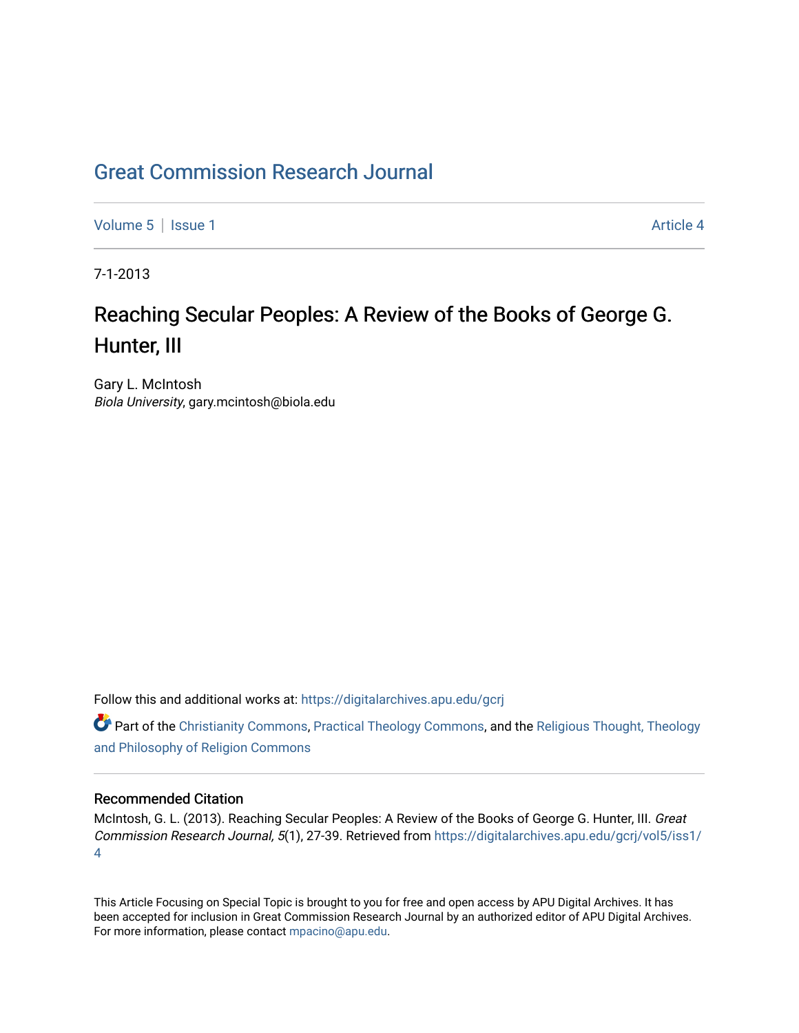# Great Commission Research Journal

Volume 5 | Issue 1 Article 4

7-1-2013

## Reaching Secular Peoples: A Review of the Books of George G. Hunter, III

Gary L. McIntosh
*Biola University*, gary.mcintosh@biola.edu

Follow this and additional works at: https://digitalarchives.apu.edu/gcrj

Part of the Christianity Commons, Practical Theology Commons, and the Religious Thought, Theology and Philosophy of Religion Commons

### Recommended Citation

McIntosh, G. L. (2013). Reaching Secular Peoples: A Review of the Books of George G. Hunter, III. *Great Commission Research Journal, 5*(1), 27-39. Retrieved from https://digitalarchives.apu.edu/gcrj/vol5/iss1/4

This Article Focusing on Special Topic is brought to you for free and open access by APU Digital Archives. It has been accepted for inclusion in Great Commission Research Journal by an authorized editor of APU Digital Archives. For more information, please contact mpacino@apu.edu.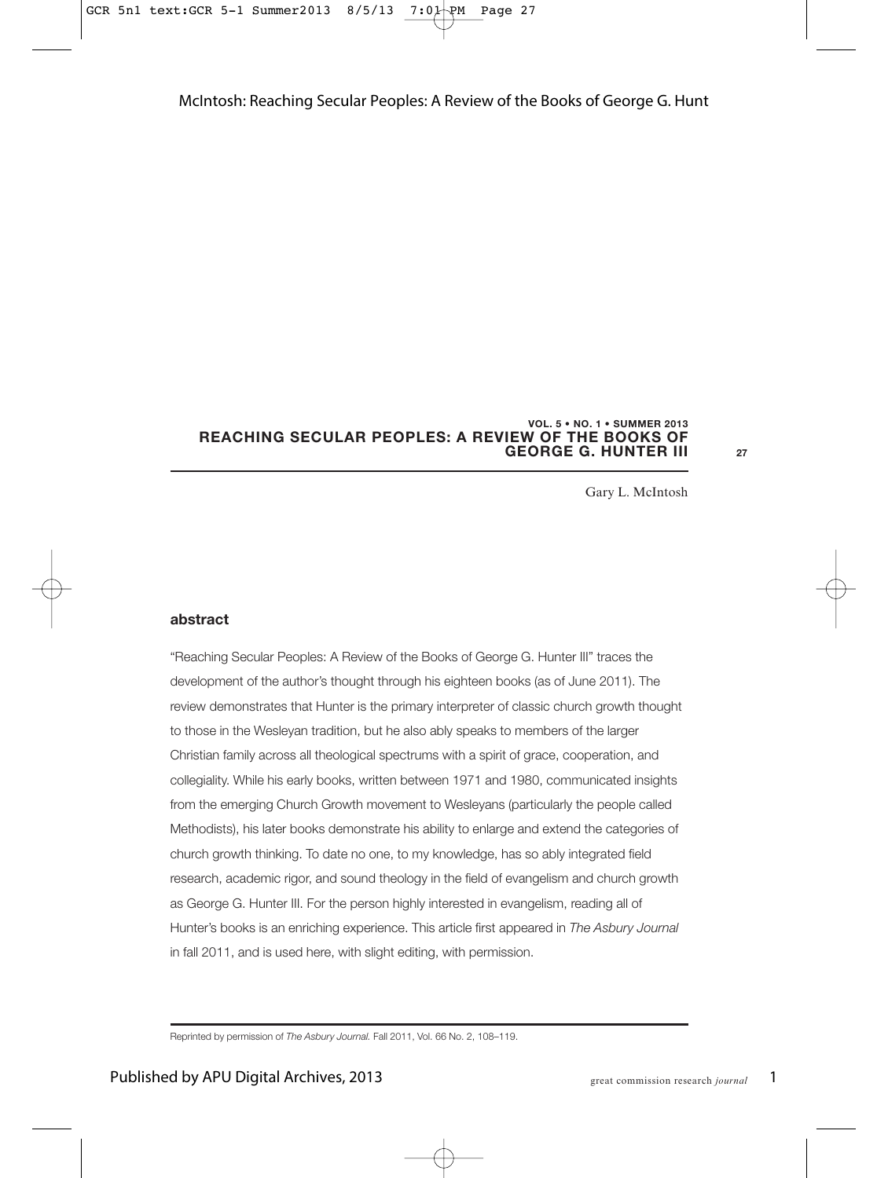# REACHING SECULAR PEOPLES: A REVIEW OF THE BOOKS OF GEORGE G. HUNTER III

Gary L. McIntosh

## abstract

"Reaching Secular Peoples: A Review of the Books of George G. Hunter III" traces the development of the author's thought through his eighteen books (as of June 2011). The review demonstrates that Hunter is the primary interpreter of classic church growth thought to those in the Wesleyan tradition, but he also ably speaks to members of the larger Christian family across all theological spectrums with a spirit of grace, cooperation, and collegiality. While his early books, written between 1971 and 1980, communicated insights from the emerging Church Growth movement to Wesleyans (particularly the people called Methodists), his later books demonstrate his ability to enlarge and extend the categories of church growth thinking. To date no one, to my knowledge, has so ably integrated field research, academic rigor, and sound theology in the field of evangelism and church growth as George G. Hunter III. For the person highly interested in evangelism, reading all of Hunter's books is an enriching experience. This article first appeared in *The Asbury Journal* in fall 2011, and is used here, with slight editing, with permission.

Reprinted by permission of *The Asbury Journal.* Fall 2011, Vol. 66 No. 2, 108–119.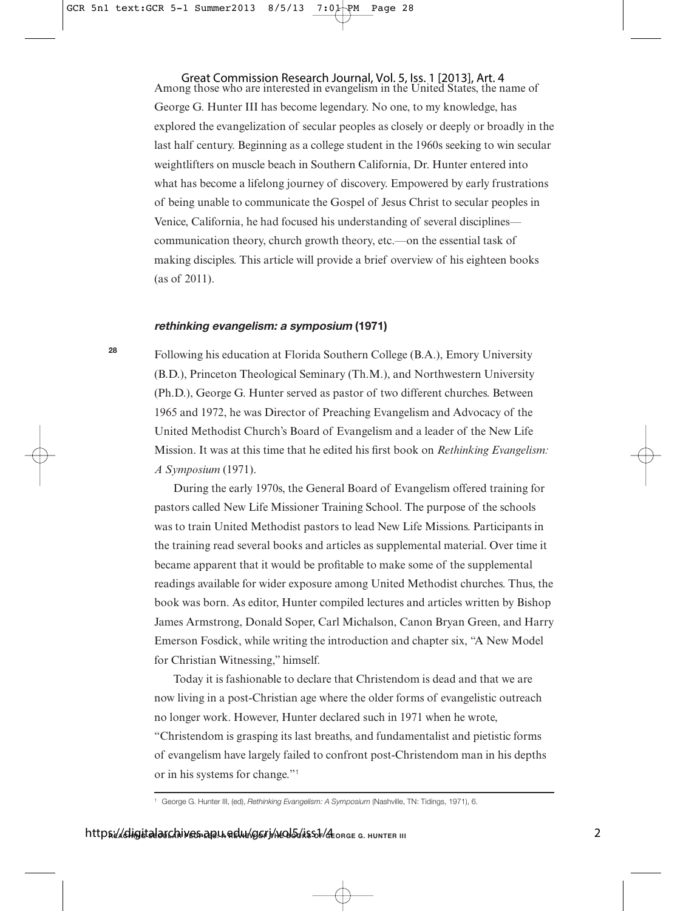Among those who are interested in evangelism in the United States, the name of George G. Hunter III has become legendary. No one, to my knowledge, has explored the evangelization of secular peoples as closely or deeply or broadly in the last half century. Beginning as a college student in the 1960s seeking to win secular weightlifters on muscle beach in Southern California, Dr. Hunter entered into what has become a lifelong journey of discovery. Empowered by early frustrations of being unable to communicate the Gospel of Jesus Christ to secular peoples in Venice, California, he had focused his understanding of several disciplines—communication theory, church growth theory, etc.—on the essential task of making disciples. This article will provide a brief overview of his eighteen books (as of 2011).

### *rethinking evangelism: a symposium* (1971)

Following his education at Florida Southern College (B.A.), Emory University (B.D.), Princeton Theological Seminary (Th.M.), and Northwestern University (Ph.D.), George G. Hunter served as pastor of two different churches. Between 1965 and 1972, he was Director of Preaching Evangelism and Advocacy of the United Methodist Church's Board of Evangelism and a leader of the New Life Mission. It was at this time that he edited his first book on *Rethinking Evangelism: A Symposium* (1971).

During the early 1970s, the General Board of Evangelism offered training for pastors called New Life Missioner Training School. The purpose of the schools was to train United Methodist pastors to lead New Life Missions. Participants in the training read several books and articles as supplemental material. Over time it became apparent that it would be profitable to make some of the supplemental readings available for wider exposure among United Methodist churches. Thus, the book was born. As editor, Hunter compiled lectures and articles written by Bishop James Armstrong, Donald Soper, Carl Michalson, Canon Bryan Green, and Harry Emerson Fosdick, while writing the introduction and chapter six, "A New Model for Christian Witnessing," himself.

Today it is fashionable to declare that Christendom is dead and that we are now living in a post-Christian age where the older forms of evangelistic outreach no longer work. However, Hunter declared such in 1971 when he wrote, "Christendom is grasping its last breaths, and fundamentalist and pietistic forms of evangelism have largely failed to confront post-Christendom man in his depths or in his systems for change."[1]

---

[1] George G. Hunter III, (ed), *Rethinking Evangelism: A Symposium* (Nashville, TN: Tidings, 1971), 6.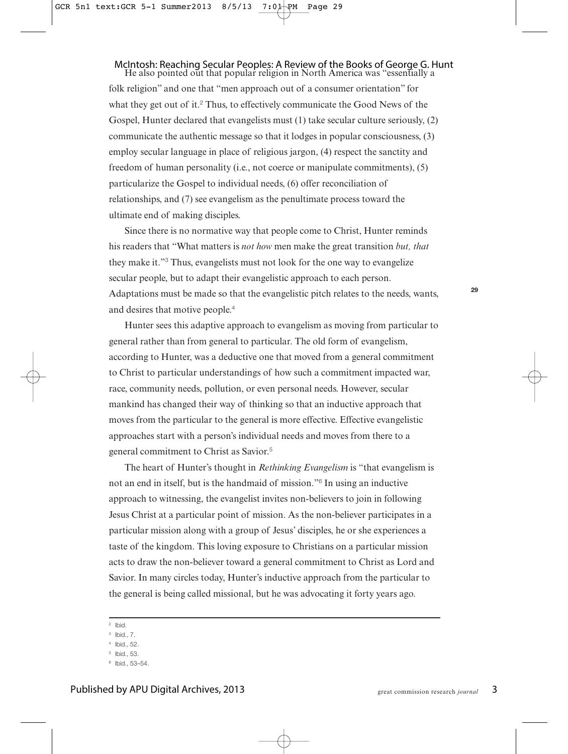He also pointed out that popular religion in North America was "essentially a folk religion" and one that "men approach out of a consumer orientation" for what they get out of it.[2] Thus, to effectively communicate the Good News of the Gospel, Hunter declared that evangelists must (1) take secular culture seriously, (2) communicate the authentic message so that it lodges in popular consciousness, (3) employ secular language in place of religious jargon, (4) respect the sanctity and freedom of human personality (i.e., not coerce or manipulate commitments), (5) particularize the Gospel to individual needs, (6) offer reconciliation of relationships, and (7) see evangelism as the penultimate process toward the ultimate end of making disciples.

Since there is no normative way that people come to Christ, Hunter reminds his readers that "What matters is *not how* men make the great transition *but, that* they make it."[3] Thus, evangelists must not look for the one way to evangelize secular people, but to adapt their evangelistic approach to each person. Adaptations must be made so that the evangelistic pitch relates to the needs, wants, and desires that motive people.[4]

Hunter sees this adaptive approach to evangelism as moving from particular to general rather than from general to particular. The old form of evangelism, according to Hunter, was a deductive one that moved from a general commitment to Christ to particular understandings of how such a commitment impacted war, race, community needs, pollution, or even personal needs. However, secular mankind has changed their way of thinking so that an inductive approach that moves from the particular to the general is more effective. Effective evangelistic approaches start with a person's individual needs and moves from there to a general commitment to Christ as Savior.[5]

The heart of Hunter's thought in *Rethinking Evangelism* is "that evangelism is not an end in itself, but is the handmaid of mission."[6] In using an inductive approach to witnessing, the evangelist invites non-believers to join in following Jesus Christ at a particular point of mission. As the non-believer participates in a particular mission along with a group of Jesus' disciples, he or she experiences a taste of the kingdom. This loving exposure to Christians on a particular mission acts to draw the non-believer toward a general commitment to Christ as Lord and Savior. In many circles today, Hunter's inductive approach from the particular to the general is being called missional, but he was advocating it forty years ago.

---

[2] Ibid.

[3] Ibid., 7.

[4] Ibid., 52.

[5] Ibid., 53.

[6] Ibid., 53–54.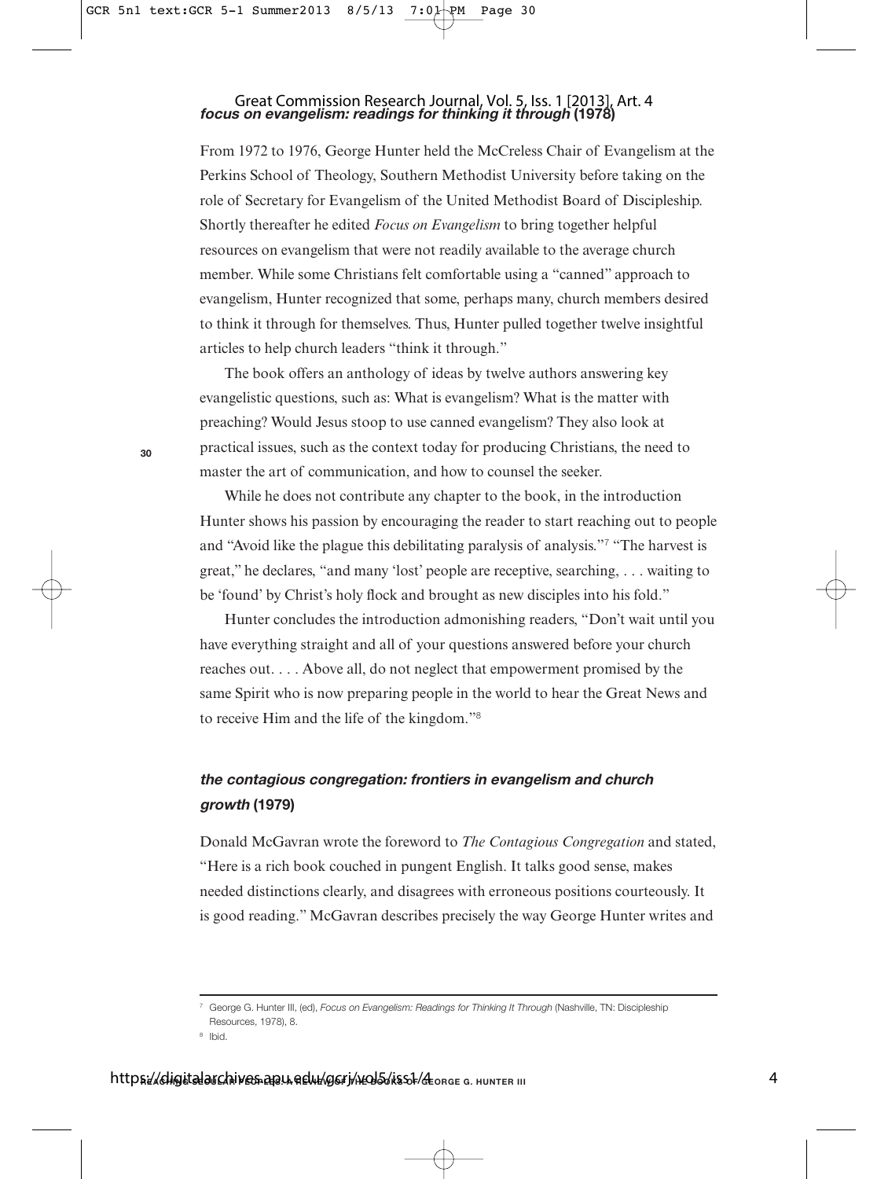### *focus on evangelism: readings for thinking it through* (1978)

From 1972 to 1976, George Hunter held the McCreless Chair of Evangelism at the Perkins School of Theology, Southern Methodist University before taking on the role of Secretary for Evangelism of the United Methodist Board of Discipleship. Shortly thereafter he edited *Focus on Evangelism* to bring together helpful resources on evangelism that were not readily available to the average church member. While some Christians felt comfortable using a "canned" approach to evangelism, Hunter recognized that some, perhaps many, church members desired to think it through for themselves. Thus, Hunter pulled together twelve insightful articles to help church leaders "think it through."

The book offers an anthology of ideas by twelve authors answering key evangelistic questions, such as: What is evangelism? What is the matter with preaching? Would Jesus stoop to use canned evangelism? They also look at practical issues, such as the context today for producing Christians, the need to master the art of communication, and how to counsel the seeker.

While he does not contribute any chapter to the book, in the introduction Hunter shows his passion by encouraging the reader to start reaching out to people and "Avoid like the plague this debilitating paralysis of analysis."[7] "The harvest is great," he declares, "and many 'lost' people are receptive, searching, . . . waiting to be 'found' by Christ's holy flock and brought as new disciples into his fold."

Hunter concludes the introduction admonishing readers, "Don't wait until you have everything straight and all of your questions answered before your church reaches out. . . . Above all, do not neglect that empowerment promised by the same Spirit who is now preparing people in the world to hear the Great News and to receive Him and the life of the kingdom."[8]

### *the contagious congregation: frontiers in evangelism and church growth* (1979)

Donald McGavran wrote the foreword to *The Contagious Congregation* and stated, "Here is a rich book couched in pungent English. It talks good sense, makes needed distinctions clearly, and disagrees with erroneous positions courteously. It is good reading." McGavran describes precisely the way George Hunter writes and

---

[7] George G. Hunter III, (ed), *Focus on Evangelism: Readings for Thinking It Through* (Nashville, TN: Discipleship Resources, 1978), 8.

[8] Ibid.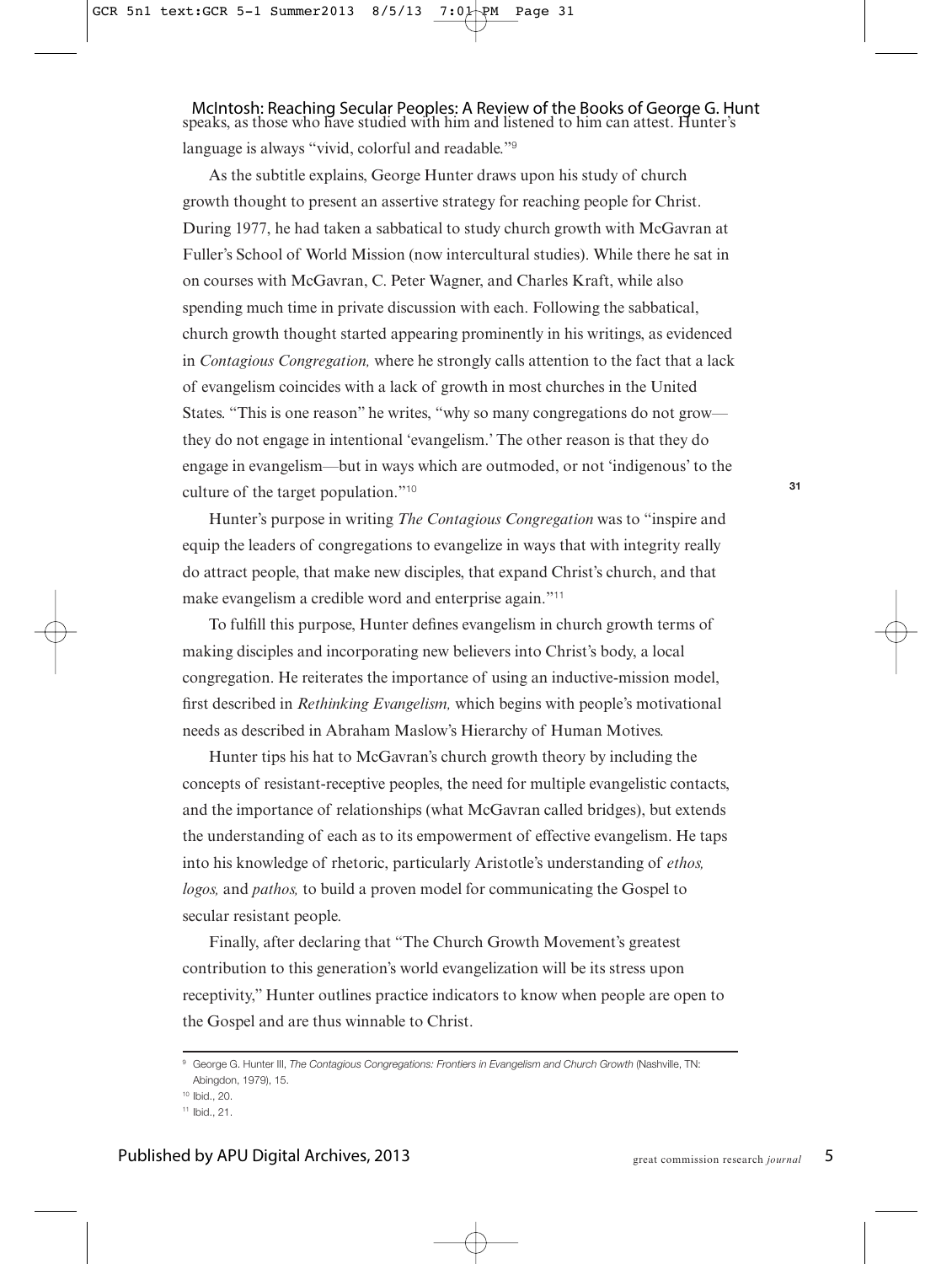speaks, as those who have studied with him and listened to him can attest. Hunter's language is always "vivid, colorful and readable."[9]

As the subtitle explains, George Hunter draws upon his study of church growth thought to present an assertive strategy for reaching people for Christ. During 1977, he had taken a sabbatical to study church growth with McGavran at Fuller's School of World Mission (now intercultural studies). While there he sat in on courses with McGavran, C. Peter Wagner, and Charles Kraft, while also spending much time in private discussion with each. Following the sabbatical, church growth thought started appearing prominently in his writings, as evidenced in *Contagious Congregation,* where he strongly calls attention to the fact that a lack of evangelism coincides with a lack of growth in most churches in the United States. "This is one reason" he writes, "why so many congregations do not grow—they do not engage in intentional 'evangelism.' The other reason is that they do engage in evangelism—but in ways which are outmoded, or not 'indigenous' to the culture of the target population."[10]

Hunter's purpose in writing *The Contagious Congregation* was to "inspire and equip the leaders of congregations to evangelize in ways that with integrity really do attract people, that make new disciples, that expand Christ's church, and that make evangelism a credible word and enterprise again."[11]

To fulfill this purpose, Hunter defines evangelism in church growth terms of making disciples and incorporating new believers into Christ's body, a local congregation. He reiterates the importance of using an inductive-mission model, first described in *Rethinking Evangelism,* which begins with people's motivational needs as described in Abraham Maslow's Hierarchy of Human Motives.

Hunter tips his hat to McGavran's church growth theory by including the concepts of resistant-receptive peoples, the need for multiple evangelistic contacts, and the importance of relationships (what McGavran called bridges), but extends the understanding of each as to its empowerment of effective evangelism. He taps into his knowledge of rhetoric, particularly Aristotle's understanding of *ethos, logos,* and *pathos,* to build a proven model for communicating the Gospel to secular resistant people.

Finally, after declaring that "The Church Growth Movement's greatest contribution to this generation's world evangelization will be its stress upon receptivity," Hunter outlines practice indicators to know when people are open to the Gospel and are thus winnable to Christ.

---

[9] George G. Hunter III, *The Contagious Congregations: Frontiers in Evangelism and Church Growth* (Nashville, TN: Abingdon, 1979), 15.

[10] Ibid., 20.

[11] Ibid., 21.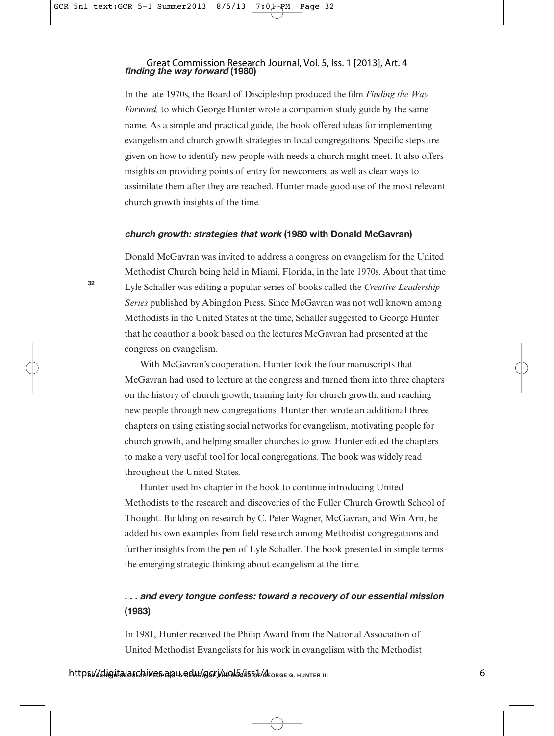### *finding the way forward* (1980)

In the late 1970s, the Board of Discipleship produced the film *Finding the Way Forward,* to which George Hunter wrote a companion study guide by the same name. As a simple and practical guide, the book offered ideas for implementing evangelism and church growth strategies in local congregations. Specific steps are given on how to identify new people with needs a church might meet. It also offers insights on providing points of entry for newcomers, as well as clear ways to assimilate them after they are reached. Hunter made good use of the most relevant church growth insights of the time.

### *church growth: strategies that work* (1980 with Donald McGavran)

Donald McGavran was invited to address a congress on evangelism for the United Methodist Church being held in Miami, Florida, in the late 1970s. About that time Lyle Schaller was editing a popular series of books called the *Creative Leadership Series* published by Abingdon Press. Since McGavran was not well known among Methodists in the United States at the time, Schaller suggested to George Hunter that he coauthor a book based on the lectures McGavran had presented at the congress on evangelism.

With McGavran's cooperation, Hunter took the four manuscripts that McGavran had used to lecture at the congress and turned them into three chapters on the history of church growth, training laity for church growth, and reaching new people through new congregations. Hunter then wrote an additional three chapters on using existing social networks for evangelism, motivating people for church growth, and helping smaller churches to grow. Hunter edited the chapters to make a very useful tool for local congregations. The book was widely read throughout the United States.

Hunter used his chapter in the book to continue introducing United Methodists to the research and discoveries of the Fuller Church Growth School of Thought. Building on research by C. Peter Wagner, McGavran, and Win Arn, he added his own examples from field research among Methodist congregations and further insights from the pen of Lyle Schaller. The book presented in simple terms the emerging strategic thinking about evangelism at the time.

### *. . . and every tongue confess: toward a recovery of our essential mission* (1983)

In 1981, Hunter received the Philip Award from the National Association of United Methodist Evangelists for his work in evangelism with the Methodist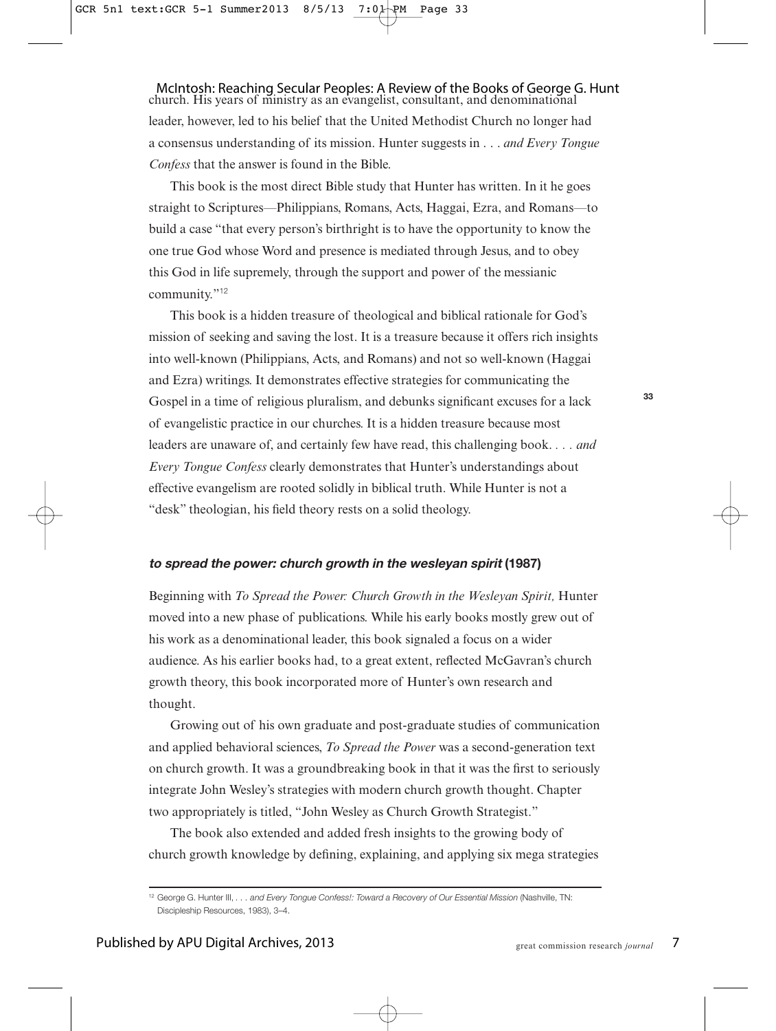church. His years of ministry as an evangelist, consultant, and denominational leader, however, led to his belief that the United Methodist Church no longer had a consensus understanding of its mission. Hunter suggests in *. . . and Every Tongue Confess* that the answer is found in the Bible.

This book is the most direct Bible study that Hunter has written. In it he goes straight to Scriptures—Philippians, Romans, Acts, Haggai, Ezra, and Romans—to build a case "that every person's birthright is to have the opportunity to know the one true God whose Word and presence is mediated through Jesus, and to obey this God in life supremely, through the support and power of the messianic community."[12]

This book is a hidden treasure of theological and biblical rationale for God's mission of seeking and saving the lost. It is a treasure because it offers rich insights into well-known (Philippians, Acts, and Romans) and not so well-known (Haggai and Ezra) writings. It demonstrates effective strategies for communicating the Gospel in a time of religious pluralism, and debunks significant excuses for a lack of evangelistic practice in our churches. It is a hidden treasure because most leaders are unaware of, and certainly few have read, this challenging book. *. . . and Every Tongue Confess* clearly demonstrates that Hunter's understandings about effective evangelism are rooted solidly in biblical truth. While Hunter is not a "desk" theologian, his field theory rests on a solid theology.

### ***to spread the power: church growth in the wesleyan spirit* (1987)**

Beginning with *To Spread the Power: Church Growth in the Wesleyan Spirit,* Hunter moved into a new phase of publications. While his early books mostly grew out of his work as a denominational leader, this book signaled a focus on a wider audience. As his earlier books had, to a great extent, reflected McGavran's church growth theory, this book incorporated more of Hunter's own research and thought.

Growing out of his own graduate and post-graduate studies of communication and applied behavioral sciences, *To Spread the Power* was a second-generation text on church growth. It was a groundbreaking book in that it was the first to seriously integrate John Wesley's strategies with modern church growth thought. Chapter two appropriately is titled, "John Wesley as Church Growth Strategist."

The book also extended and added fresh insights to the growing body of church growth knowledge by defining, explaining, and applying six mega strategies

---

[12] George G. Hunter III, *. . . and Every Tongue Confess!: Toward a Recovery of Our Essential Mission* (Nashville, TN: Discipleship Resources, 1983), 3–4.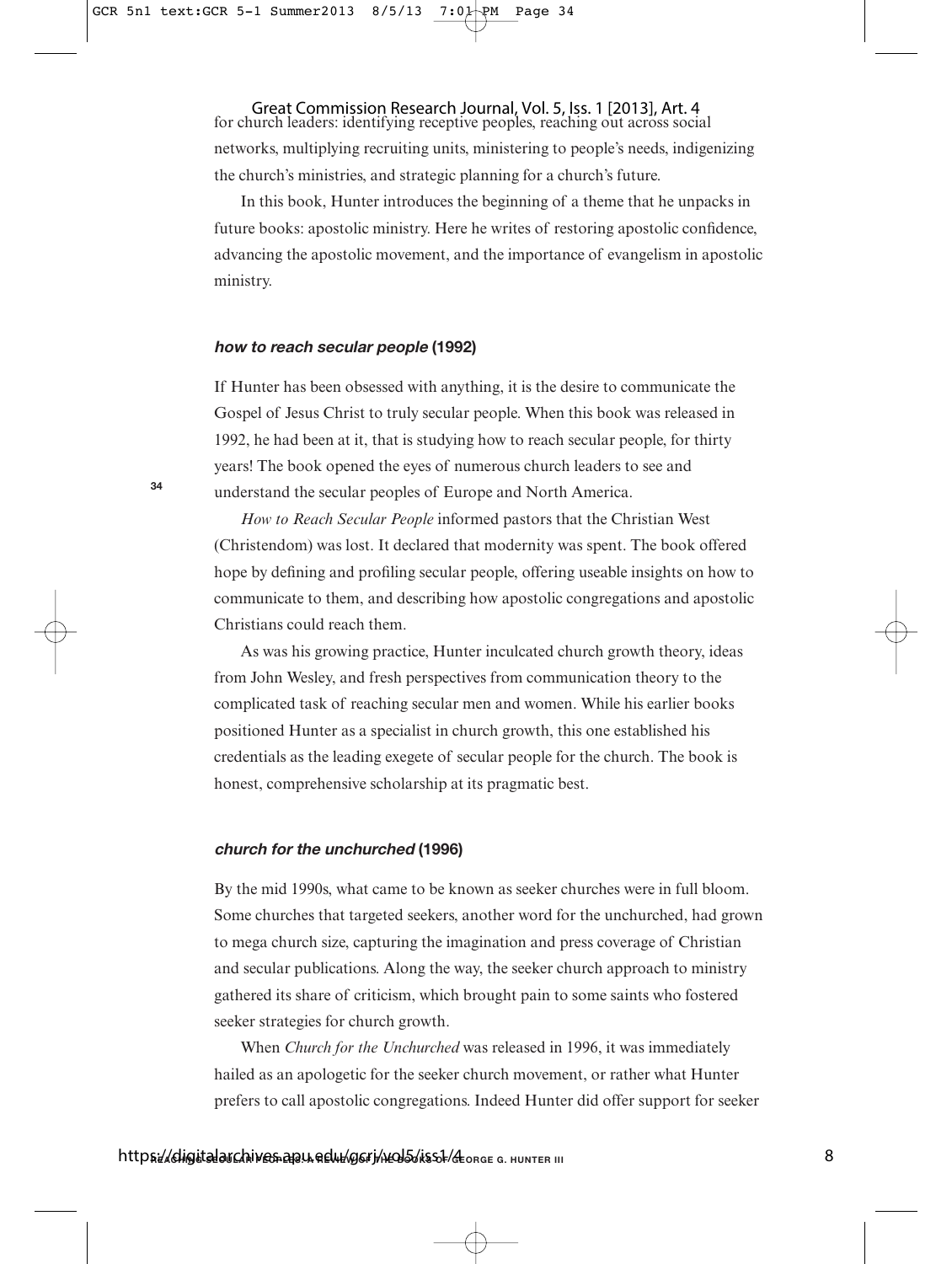for church leaders: identifying receptive peoples, reaching out across social networks, multiplying recruiting units, ministering to people's needs, indigenizing the church's ministries, and strategic planning for a church's future.

In this book, Hunter introduces the beginning of a theme that he unpacks in future books: apostolic ministry. Here he writes of restoring apostolic confidence, advancing the apostolic movement, and the importance of evangelism in apostolic ministry.

### *how to reach secular people* (1992)

If Hunter has been obsessed with anything, it is the desire to communicate the Gospel of Jesus Christ to truly secular people. When this book was released in 1992, he had been at it, that is studying how to reach secular people, for thirty years! The book opened the eyes of numerous church leaders to see and understand the secular peoples of Europe and North America.

*How to Reach Secular People* informed pastors that the Christian West (Christendom) was lost. It declared that modernity was spent. The book offered hope by defining and profiling secular people, offering useable insights on how to communicate to them, and describing how apostolic congregations and apostolic Christians could reach them.

As was his growing practice, Hunter inculcated church growth theory, ideas from John Wesley, and fresh perspectives from communication theory to the complicated task of reaching secular men and women. While his earlier books positioned Hunter as a specialist in church growth, this one established his credentials as the leading exegete of secular people for the church. The book is honest, comprehensive scholarship at its pragmatic best.

### *church for the unchurched* (1996)

By the mid 1990s, what came to be known as seeker churches were in full bloom. Some churches that targeted seekers, another word for the unchurched, had grown to mega church size, capturing the imagination and press coverage of Christian and secular publications. Along the way, the seeker church approach to ministry gathered its share of criticism, which brought pain to some saints who fostered seeker strategies for church growth.

When *Church for the Unchurched* was released in 1996, it was immediately hailed as an apologetic for the seeker church movement, or rather what Hunter prefers to call apostolic congregations. Indeed Hunter did offer support for seeker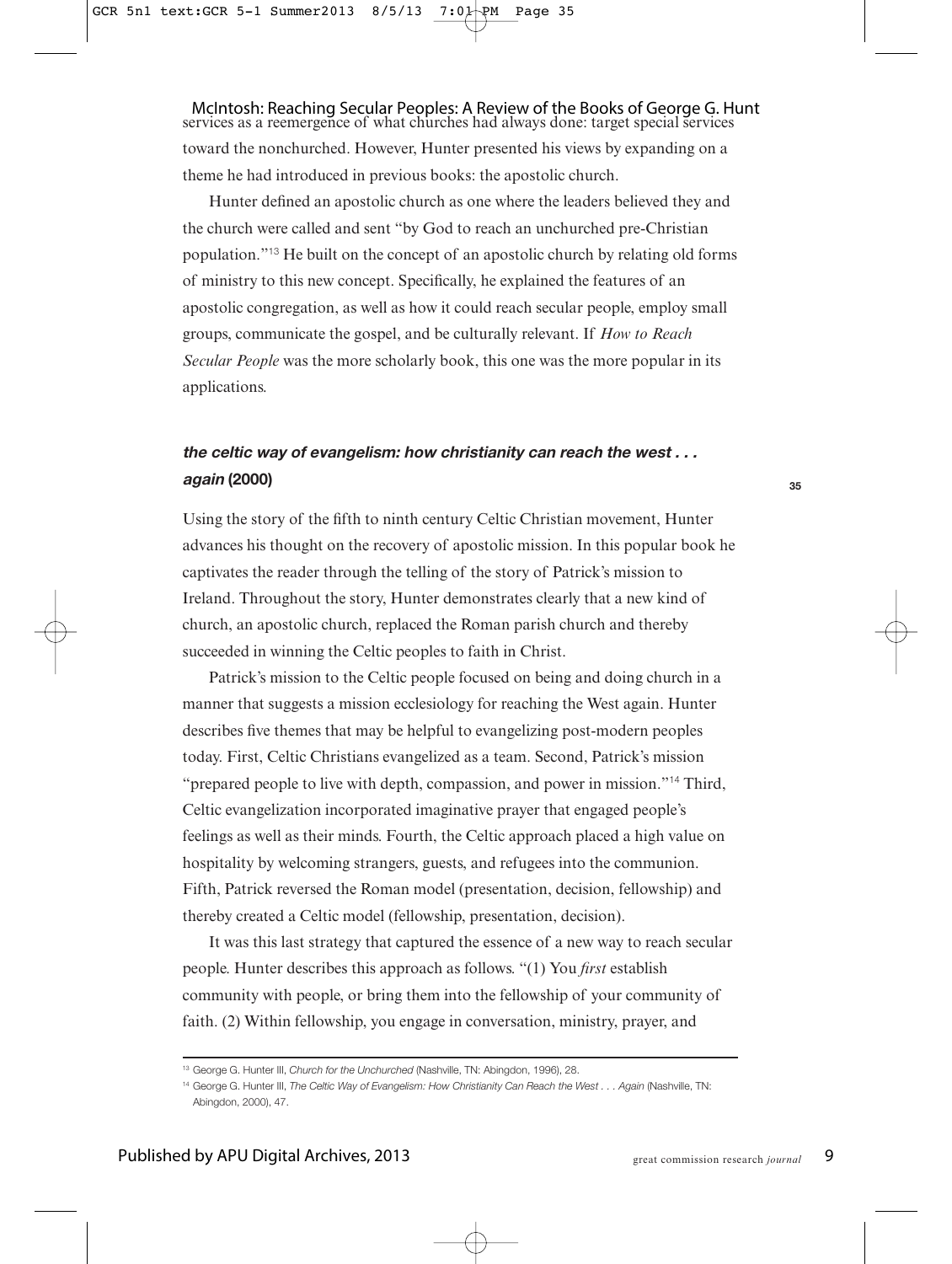services as a reemergence of what churches had always done: target special services toward the nonchurched. However, Hunter presented his views by expanding on a theme he had introduced in previous books: the apostolic church.

Hunter defined an apostolic church as one where the leaders believed they and the church were called and sent "by God to reach an unchurched pre-Christian population."[13] He built on the concept of an apostolic church by relating old forms of ministry to this new concept. Specifically, he explained the features of an apostolic congregation, as well as how it could reach secular people, employ small groups, communicate the gospel, and be culturally relevant. If *How to Reach Secular People* was the more scholarly book, this one was the more popular in its applications.

### *the celtic way of evangelism: how christianity can reach the west . . . again* (2000)

Using the story of the fifth to ninth century Celtic Christian movement, Hunter advances his thought on the recovery of apostolic mission. In this popular book he captivates the reader through the telling of the story of Patrick's mission to Ireland. Throughout the story, Hunter demonstrates clearly that a new kind of church, an apostolic church, replaced the Roman parish church and thereby succeeded in winning the Celtic peoples to faith in Christ.

Patrick's mission to the Celtic people focused on being and doing church in a manner that suggests a mission ecclesiology for reaching the West again. Hunter describes five themes that may be helpful to evangelizing post-modern peoples today. First, Celtic Christians evangelized as a team. Second, Patrick's mission "prepared people to live with depth, compassion, and power in mission."[14] Third, Celtic evangelization incorporated imaginative prayer that engaged people's feelings as well as their minds. Fourth, the Celtic approach placed a high value on hospitality by welcoming strangers, guests, and refugees into the communion. Fifth, Patrick reversed the Roman model (presentation, decision, fellowship) and thereby created a Celtic model (fellowship, presentation, decision).

It was this last strategy that captured the essence of a new way to reach secular people. Hunter describes this approach as follows. "(1) You *first* establish community with people, or bring them into the fellowship of your community of faith. (2) Within fellowship, you engage in conversation, ministry, prayer, and

---

[13] George G. Hunter III, *Church for the Unchurched* (Nashville, TN: Abingdon, 1996), 28.

[14] George G. Hunter III, *The Celtic Way of Evangelism: How Christianity Can Reach the West . . . Again* (Nashville, TN: Abingdon, 2000), 47.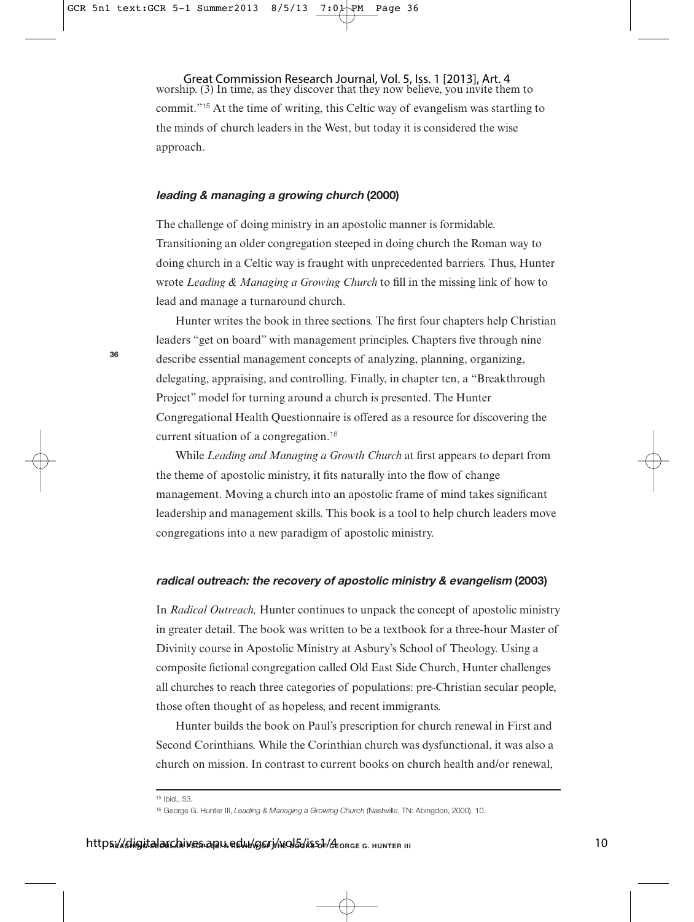worship. (3) In time, as they discover that they now believe, you invite them to commit."[15] At the time of writing, this Celtic way of evangelism was startling to the minds of church leaders in the West, but today it is considered the wise approach.

### *leading & managing a growing church* (2000)

The challenge of doing ministry in an apostolic manner is formidable. Transitioning an older congregation steeped in doing church the Roman way to doing church in a Celtic way is fraught with unprecedented barriers. Thus, Hunter wrote *Leading & Managing a Growing Church* to fill in the missing link of how to lead and manage a turnaround church.

Hunter writes the book in three sections. The first four chapters help Christian leaders "get on board" with management principles. Chapters five through nine describe essential management concepts of analyzing, planning, organizing, delegating, appraising, and controlling. Finally, in chapter ten, a "Breakthrough Project" model for turning around a church is presented. The Hunter Congregational Health Questionnaire is offered as a resource for discovering the current situation of a congregation.[16]

While *Leading and Managing a Growth Church* at first appears to depart from the theme of apostolic ministry, it fits naturally into the flow of change management. Moving a church into an apostolic frame of mind takes significant leadership and management skills. This book is a tool to help church leaders move congregations into a new paradigm of apostolic ministry.

### *radical outreach: the recovery of apostolic ministry & evangelism* (2003)

In *Radical Outreach,* Hunter continues to unpack the concept of apostolic ministry in greater detail. The book was written to be a textbook for a three-hour Master of Divinity course in Apostolic Ministry at Asbury's School of Theology. Using a composite fictional congregation called Old East Side Church, Hunter challenges all churches to reach three categories of populations: pre-Christian secular people, those often thought of as hopeless, and recent immigrants.

Hunter builds the book on Paul's prescription for church renewal in First and Second Corinthians. While the Corinthian church was dysfunctional, it was also a church on mission. In contrast to current books on church health and/or renewal,

---

[15] Ibid., 53.

[16] George G. Hunter III, *Leading & Managing a Growing Church* (Nashville, TN: Abingdon, 2000), 10.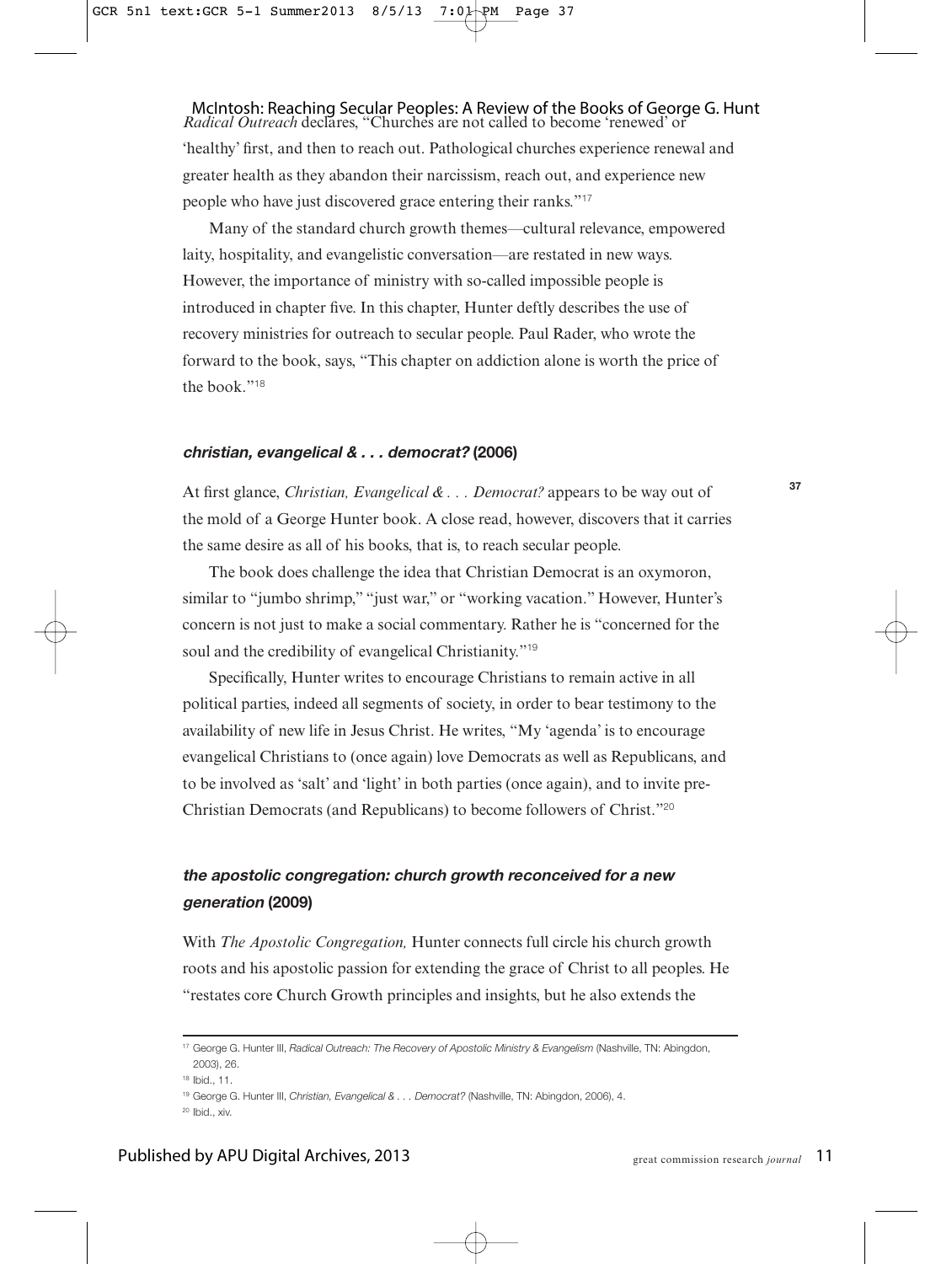*Radical Outreach* declares, "Churches are not called to become 'renewed' or 'healthy' first, and then to reach out. Pathological churches experience renewal and greater health as they abandon their narcissism, reach out, and experience new people who have just discovered grace entering their ranks."[17]

Many of the standard church growth themes—cultural relevance, empowered laity, hospitality, and evangelistic conversation—are restated in new ways. However, the importance of ministry with so-called impossible people is introduced in chapter five. In this chapter, Hunter deftly describes the use of recovery ministries for outreach to secular people. Paul Rader, who wrote the forward to the book, says, "This chapter on addiction alone is worth the price of the book."[18]

### *christian, evangelical & . . . democrat?* (2006)

At first glance, *Christian, Evangelical & . . . Democrat?* appears to be way out of the mold of a George Hunter book. A close read, however, discovers that it carries the same desire as all of his books, that is, to reach secular people.

The book does challenge the idea that Christian Democrat is an oxymoron, similar to "jumbo shrimp," "just war," or "working vacation." However, Hunter's concern is not just to make a social commentary. Rather he is "concerned for the soul and the credibility of evangelical Christianity."[19]

Specifically, Hunter writes to encourage Christians to remain active in all political parties, indeed all segments of society, in order to bear testimony to the availability of new life in Jesus Christ. He writes, "My 'agenda' is to encourage evangelical Christians to (once again) love Democrats as well as Republicans, and to be involved as 'salt' and 'light' in both parties (once again), and to invite pre-Christian Democrats (and Republicans) to become followers of Christ."[20]

### *the apostolic congregation: church growth reconceived for a new generation* (2009)

With *The Apostolic Congregation,* Hunter connects full circle his church growth roots and his apostolic passion for extending the grace of Christ to all peoples. He "restates core Church Growth principles and insights, but he also extends the

---

[17] George G. Hunter III, *Radical Outreach: The Recovery of Apostolic Ministry & Evangelism* (Nashville, TN: Abingdon, 2003), 26.

[18] Ibid., 11.

[19] George G. Hunter III, *Christian, Evangelical & . . . Democrat?* (Nashville, TN: Abingdon, 2006), 4.

[20] Ibid., xiv.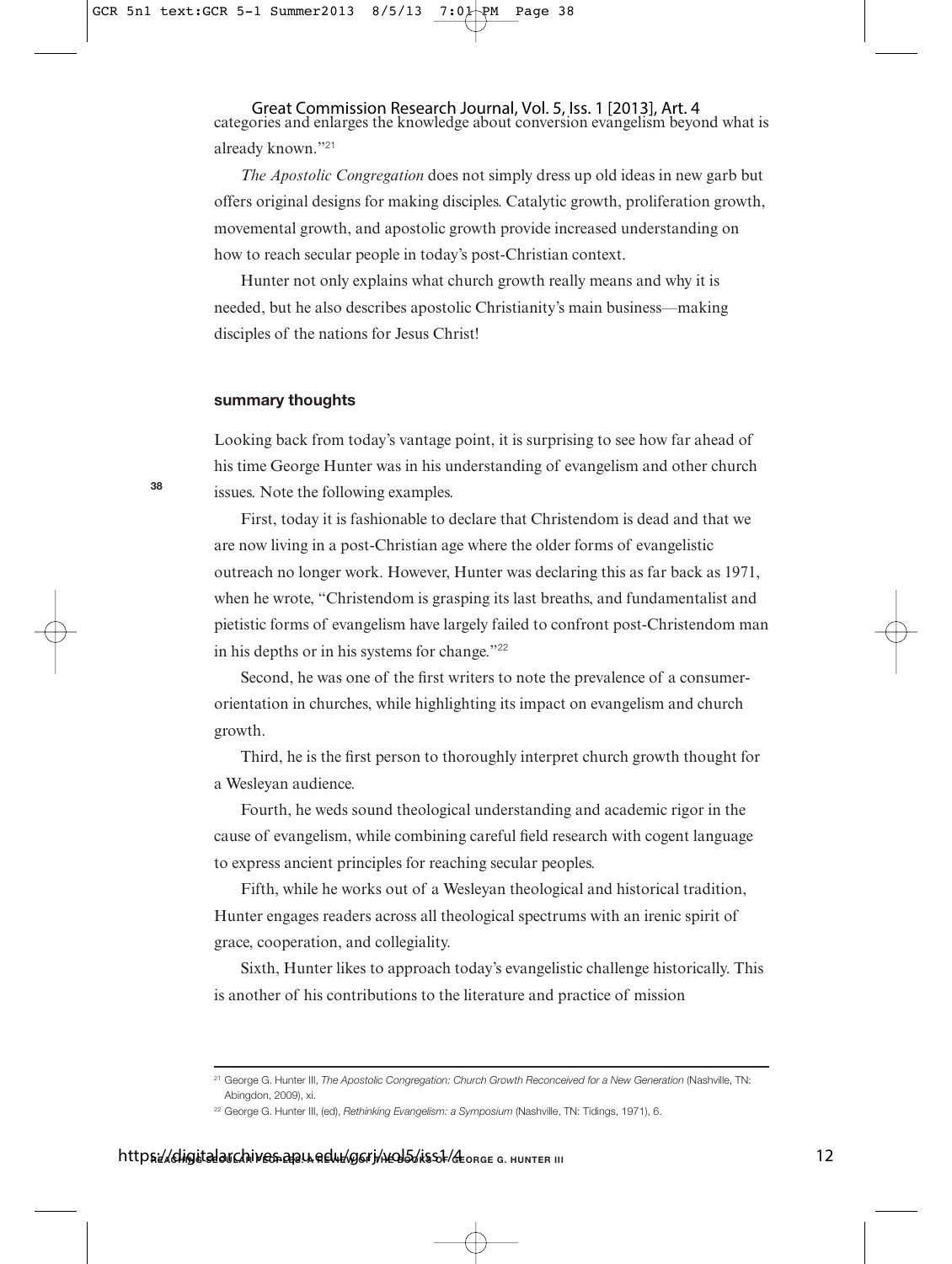categories and enlarges the knowledge about conversion evangelism beyond what is already known."[21]

*The Apostolic Congregation* does not simply dress up old ideas in new garb but offers original designs for making disciples. Catalytic growth, proliferation growth, movemental growth, and apostolic growth provide increased understanding on how to reach secular people in today's post-Christian context.

Hunter not only explains what church growth really means and why it is needed, but he also describes apostolic Christianity's main business—making disciples of the nations for Jesus Christ!

### summary thoughts

Looking back from today's vantage point, it is surprising to see how far ahead of his time George Hunter was in his understanding of evangelism and other church issues. Note the following examples.

First, today it is fashionable to declare that Christendom is dead and that we are now living in a post-Christian age where the older forms of evangelistic outreach no longer work. However, Hunter was declaring this as far back as 1971, when he wrote, "Christendom is grasping its last breaths, and fundamentalist and pietistic forms of evangelism have largely failed to confront post-Christendom man in his depths or in his systems for change."[22]

Second, he was one of the first writers to note the prevalence of a consumer-orientation in churches, while highlighting its impact on evangelism and church growth.

Third, he is the first person to thoroughly interpret church growth thought for a Wesleyan audience.

Fourth, he weds sound theological understanding and academic rigor in the cause of evangelism, while combining careful field research with cogent language to express ancient principles for reaching secular peoples.

Fifth, while he works out of a Wesleyan theological and historical tradition, Hunter engages readers across all theological spectrums with an irenic spirit of grace, cooperation, and collegiality.

Sixth, Hunter likes to approach today's evangelistic challenge historically. This is another of his contributions to the literature and practice of mission

---

[21] George G. Hunter III, *The Apostolic Congregation: Church Growth Reconceived for a New Generation* (Nashville, TN: Abingdon, 2009), xi.

[22] George G. Hunter III, (ed), *Rethinking Evangelism: a Symposium* (Nashville, TN: Tidings, 1971), 6.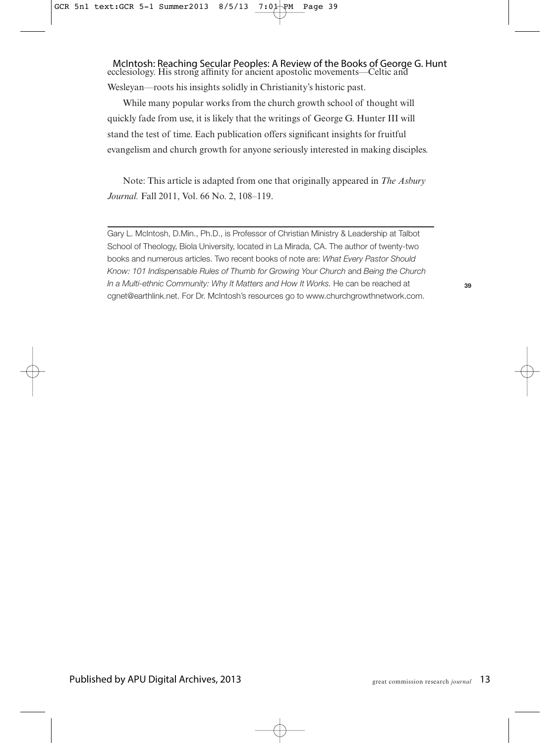ecclesiology. His strong affinity for ancient apostolic movements—Celtic and Wesleyan—roots his insights solidly in Christianity's historic past.

While many popular works from the church growth school of thought will quickly fade from use, it is likely that the writings of George G. Hunter III will stand the test of time. Each publication offers significant insights for fruitful evangelism and church growth for anyone seriously interested in making disciples.

Note: This article is adapted from one that originally appeared in *The Asbury Journal.* Fall 2011, Vol. 66 No. 2, 108–119.

---

Gary L. McIntosh, D.Min., Ph.D., is Professor of Christian Ministry & Leadership at Talbot School of Theology, Biola University, located in La Mirada, CA. The author of twenty-two books and numerous articles. Two recent books of note are: *What Every Pastor Should Know: 101 Indispensable Rules of Thumb for Growing Your Church* and *Being the Church In a Multi-ethnic Community: Why It Matters and How It Works.* He can be reached at cgnet@earthlink.net. For Dr. McIntosh's resources go to www.churchgrowthnetwork.com.